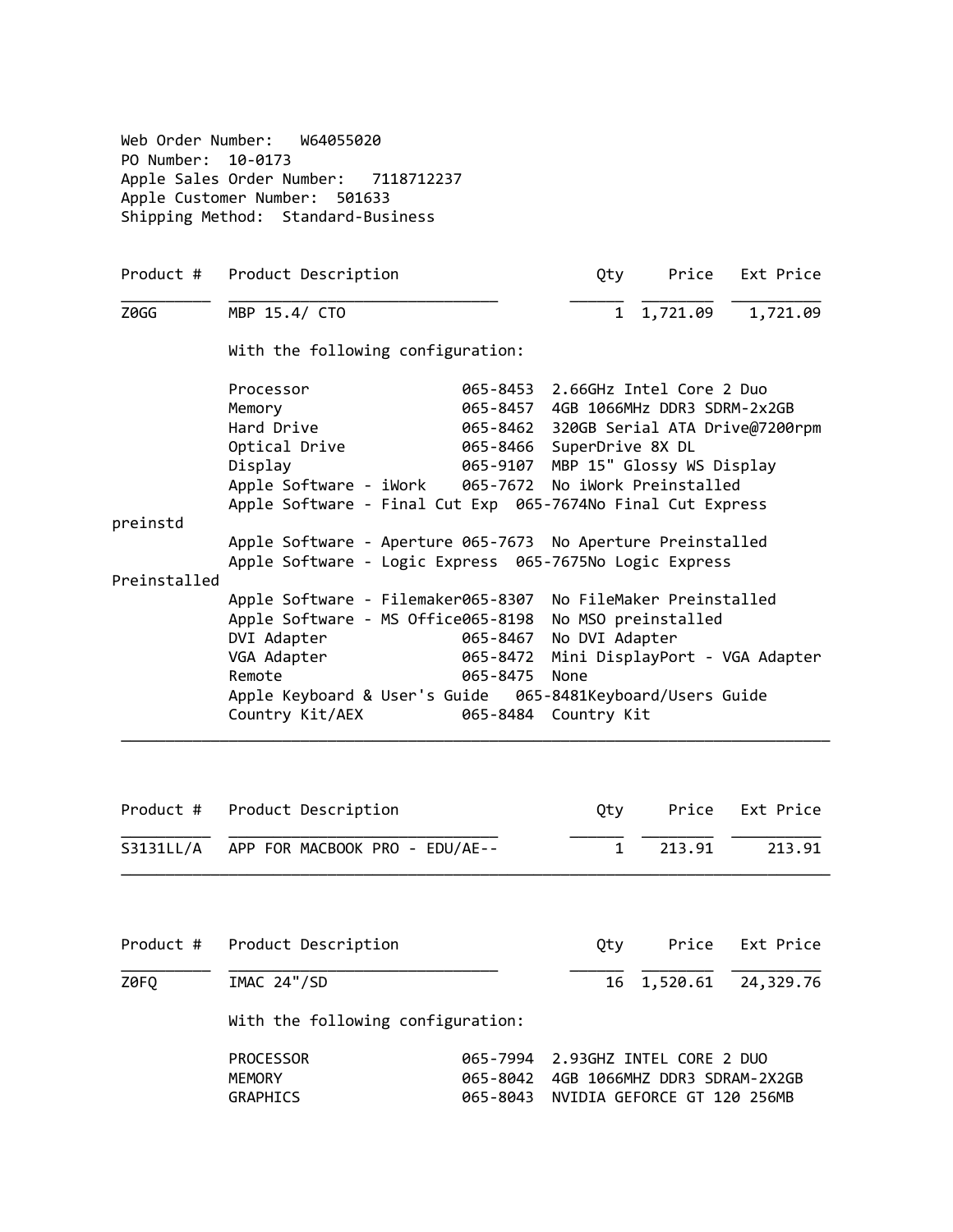Web Order Number: W64055020
PO Number: 10-0173
Apple Sales Order Number: 7118712237
Apple Customer Number: 501633
Shipping Method: Standard-Business

| Product # | Product Description | Qty | Price | Ext Price |
|---|---|---|---|---|
| Z0GG | MBP 15.4/ CTO | 1 | 1,721.09 | 1,721.09 |

With the following configuration:

| | | |
|---|---|---|
| Processor | 065-8453 | 2.66GHz Intel Core 2 Duo |
| Memory | 065-8457 | 4GB 1066MHz DDR3 SDRM-2x2GB |
| Hard Drive | 065-8462 | 320GB Serial ATA Drive@7200rpm |
| Optical Drive | 065-8466 | SuperDrive 8X DL |
| Display | 065-9107 | MBP 15" Glossy WS Display |
| Apple Software - iWork | 065-7672 | No iWork Preinstalled |
| Apple Software - Final Cut Exp | 065-7674 | No Final Cut Express preinstd |
| Apple Software - Aperture | 065-7673 | No Aperture Preinstalled |
| Apple Software - Logic Express | 065-7675 | No Logic Express Preinstalled |
| Apple Software - Filemaker | 065-8307 | No FileMaker Preinstalled |
| Apple Software - MS Office | 065-8198 | No MSO preinstalled |
| DVI Adapter | 065-8467 | No DVI Adapter |
| VGA Adapter | 065-8472 | Mini DisplayPort - VGA Adapter |
| Remote | 065-8475 | None |
| Apple Keyboard & User's Guide | 065-8481 | Keyboard/Users Guide |
| Country Kit/AEX | 065-8484 | Country Kit |

| Product # | Product Description | Qty | Price | Ext Price |
|---|---|---|---|---|
| S3131LL/A | APP FOR MACBOOK PRO - EDU/AE-- | 1 | 213.91 | 213.91 |

| Product # | Product Description | Qty | Price | Ext Price |
|---|---|---|---|---|
| Z0FQ | IMAC 24"/SD | 16 | 1,520.61 | 24,329.76 |

With the following configuration:

| | | |
|---|---|---|
| PROCESSOR | 065-7994 | 2.93GHZ INTEL CORE 2 DUO |
| MEMORY | 065-8042 | 4GB 1066MHZ DDR3 SDRAM-2X2GB |
| GRAPHICS | 065-8043 | NVIDIA GEFORCE GT 120 256MB |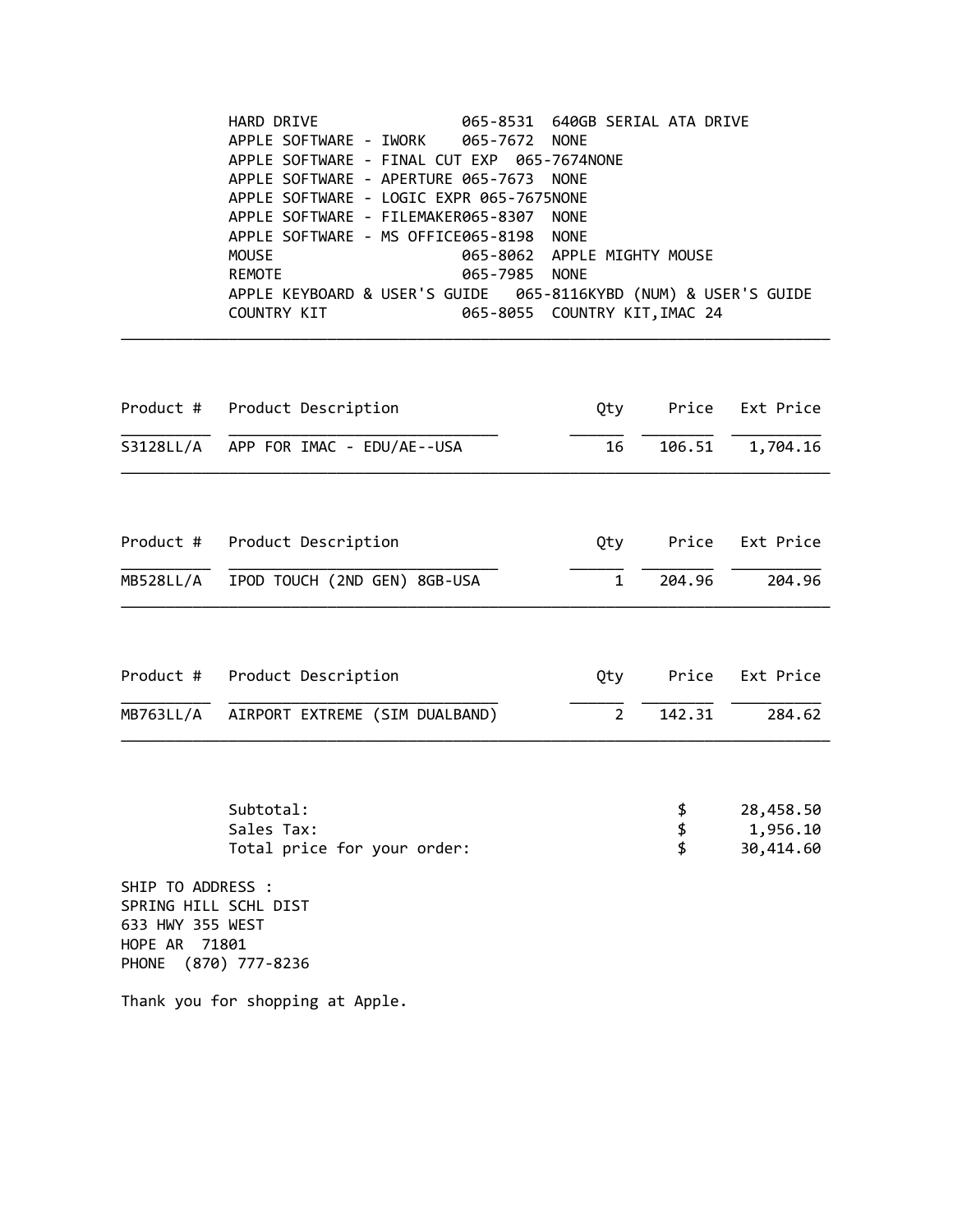| | | |
|---|---|---|
| HARD DRIVE | 065-8531 | 640GB SERIAL ATA DRIVE |
| APPLE SOFTWARE - IWORK | 065-7672 | NONE |
| APPLE SOFTWARE - FINAL CUT EXP | 065-7674 | NONE |
| APPLE SOFTWARE - APERTURE | 065-7673 | NONE |
| APPLE SOFTWARE - LOGIC EXPR | 065-7675 | NONE |
| APPLE SOFTWARE - FILEMAKER | 065-8307 | NONE |
| APPLE SOFTWARE - MS OFFICE | 065-8198 | NONE |
| MOUSE | 065-8062 | APPLE MIGHTY MOUSE |
| REMOTE | 065-7985 | NONE |
| APPLE KEYBOARD & USER'S GUIDE | 065-8116 | KYBD (NUM) & USER'S GUIDE |
| COUNTRY KIT | 065-8055 | COUNTRY KIT,IMAC 24 |

| Product # | Product Description | Qty | Price | Ext Price |
|---|---|---|---|---|
| S3128LL/A | APP FOR IMAC - EDU/AE--USA | 16 | 106.51 | 1,704.16 |

| Product # | Product Description | Qty | Price | Ext Price |
|---|---|---|---|---|
| MB528LL/A | IPOD TOUCH (2ND GEN) 8GB-USA | 1 | 204.96 | 204.96 |

| Product # | Product Description | Qty | Price | Ext Price |
|---|---|---|---|---|
| MB763LL/A | AIRPORT EXTREME (SIM DUALBAND) | 2 | 142.31 | 284.62 |

| | | |
|---|---|---|
| Subtotal: | $ | 28,458.50 |
| Sales Tax: | $ | 1,956.10 |
| Total price for your order: | $ | 30,414.60 |

SHIP TO ADDRESS :
SPRING HILL SCHL DIST
633 HWY 355 WEST
HOPE AR 71801
PHONE (870) 777-8236

Thank you for shopping at Apple.